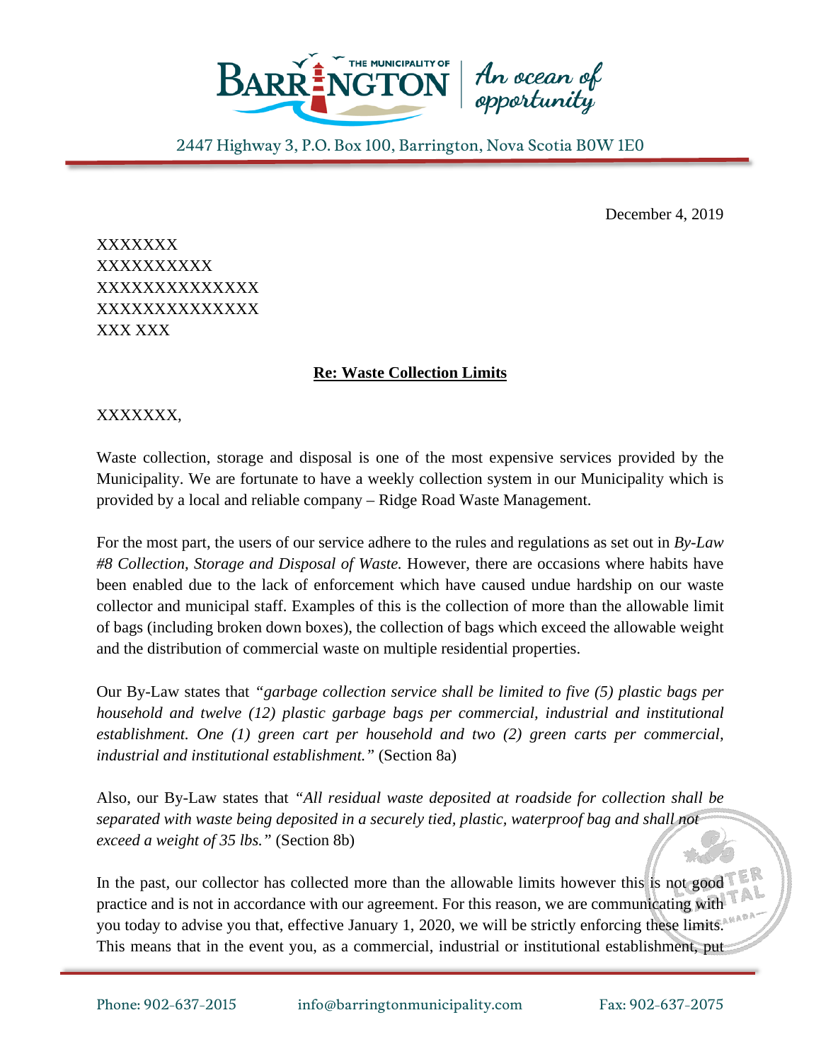THE MUNICIPALITY OF BARRINGTON | An ocean of opportunity

2447 Highway 3, P.O. Box 100, Barrington, Nova Scotia B0W 1E0

December 4, 2019

XXXXXXX
XXXXXXXXXX
XXXXXXXXXXXXXX
XXXXXXXXXXXXXX
XXX XXX

**Re: Waste Collection Limits**

XXXXXXX,

Waste collection, storage and disposal is one of the most expensive services provided by the Municipality. We are fortunate to have a weekly collection system in our Municipality which is provided by a local and reliable company – Ridge Road Waste Management.

For the most part, the users of our service adhere to the rules and regulations as set out in *By-Law #8 Collection, Storage and Disposal of Waste.* However, there are occasions where habits have been enabled due to the lack of enforcement which have caused undue hardship on our waste collector and municipal staff. Examples of this is the collection of more than the allowable limit of bags (including broken down boxes), the collection of bags which exceed the allowable weight and the distribution of commercial waste on multiple residential properties.

Our By-Law states that *"garbage collection service shall be limited to five (5) plastic bags per household and twelve (12) plastic garbage bags per commercial, industrial and institutional establishment. One (1) green cart per household and two (2) green carts per commercial, industrial and institutional establishment."* (Section 8a)

Also, our By-Law states that *"All residual waste deposited at roadside for collection shall be separated with waste being deposited in a securely tied, plastic, waterproof bag and shall not exceed a weight of 35 lbs."* (Section 8b)

In the past, our collector has collected more than the allowable limits however this is not good practice and is not in accordance with our agreement. For this reason, we are communicating with you today to advise you that, effective January 1, 2020, we will be strictly enforcing these limits. This means that in the event you, as a commercial, industrial or institutional establishment, put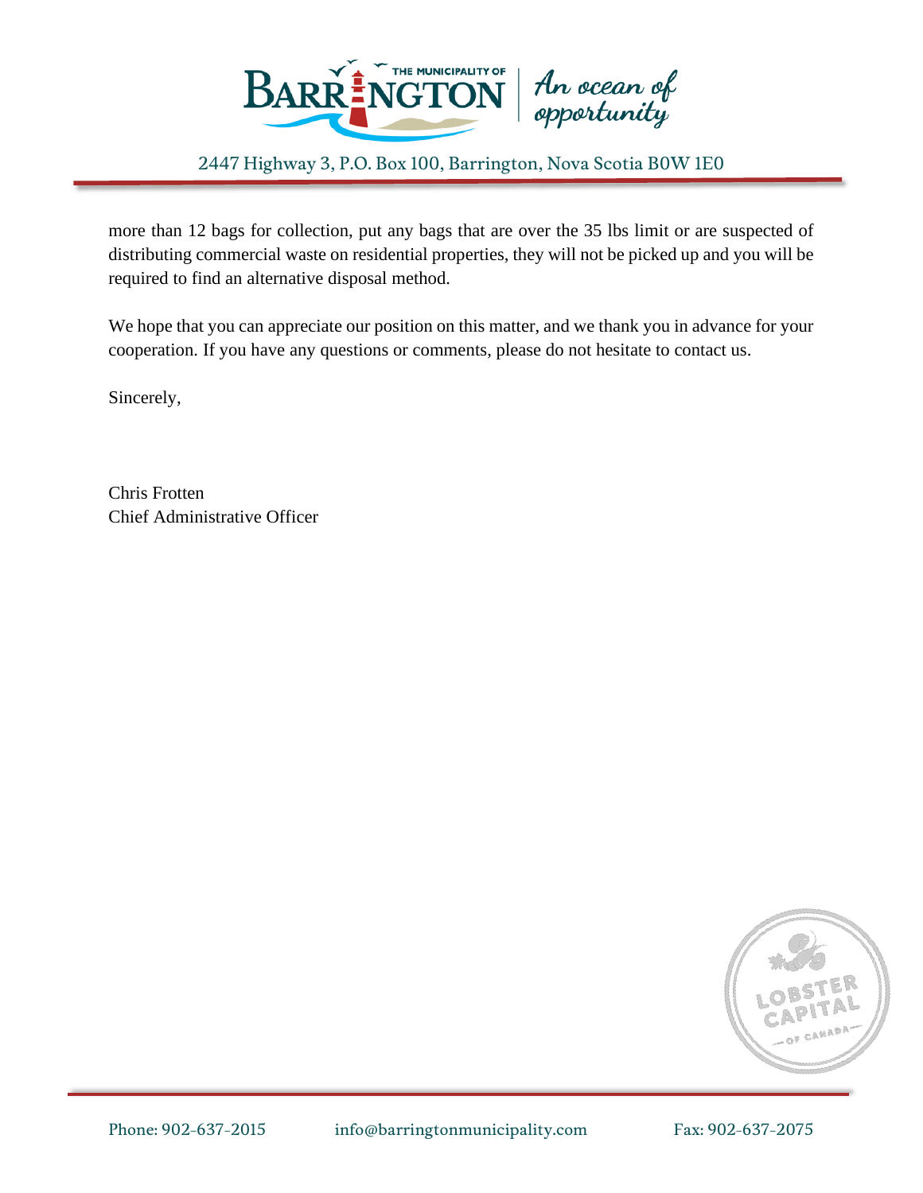more than 12 bags for collection, put any bags that are over the 35 lbs limit or are suspected of distributing commercial waste on residential properties, they will not be picked up and you will be required to find an alternative disposal method.

We hope that you can appreciate our position on this matter, and we thank you in advance for your cooperation. If you have any questions or comments, please do not hesitate to contact us.

Sincerely,

Chris Frotten
Chief Administrative Officer